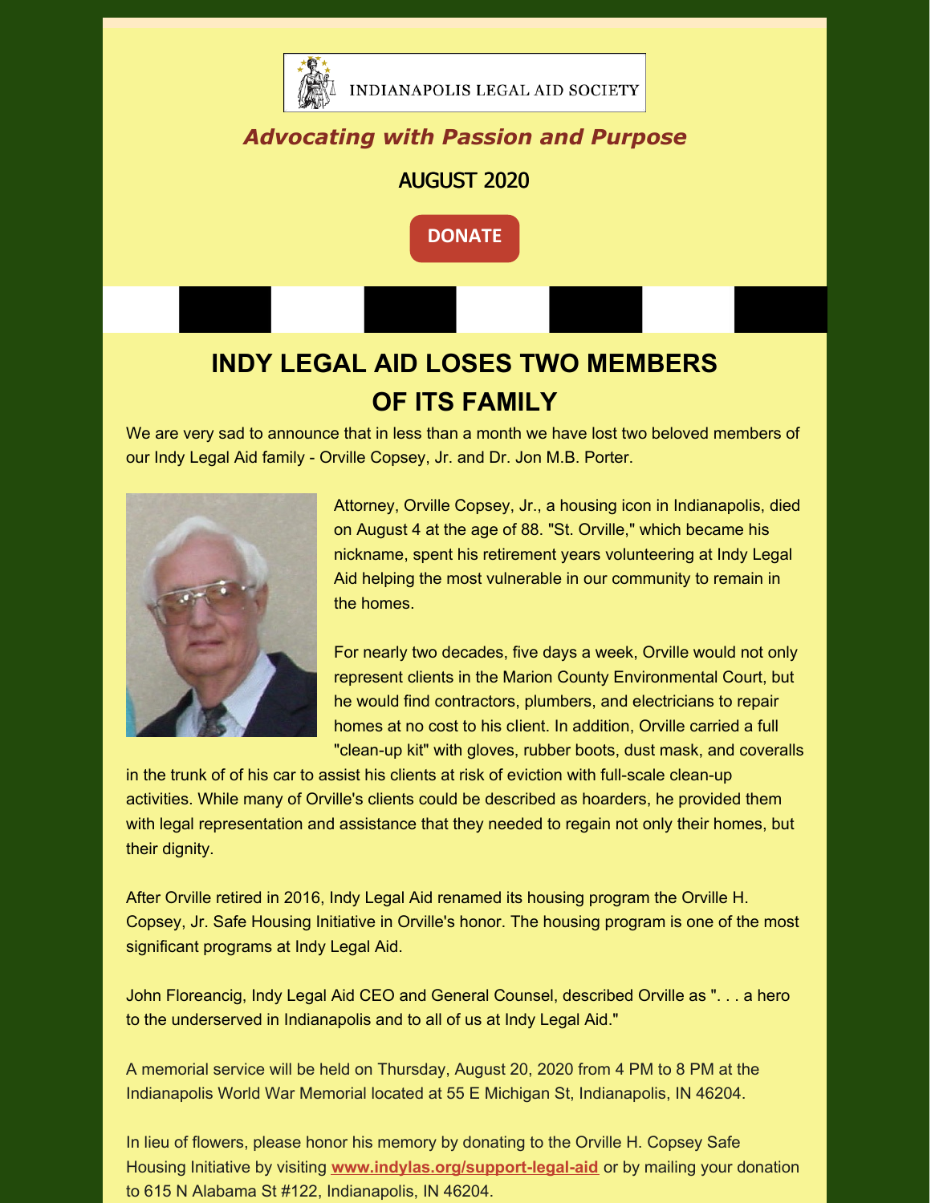INDIANAPOLIS LEGAL AID SOCIETY

*Advocating with Passion and Purpose*

AUGUST 2020

DONATE

# INDY LEGAL AID LOSES TWO MEMBERS OF ITS FAMILY

We are very sad to announce that in less than a month we have lost two beloved members of our Indy Legal Aid family - Orville Copsey, Jr. and Dr. Jon M.B. Porter.

Attorney, Orville Copsey, Jr., a housing icon in Indianapolis, died on August 4 at the age of 88. "St. Orville," which became his nickname, spent his retirement years volunteering at Indy Legal Aid helping the most vulnerable in our community to remain in the homes.

For nearly two decades, five days a week, Orville would not only represent clients in the Marion County Environmental Court, but he would find contractors, plumbers, and electricians to repair homes at no cost to his client. In addition, Orville carried a full "clean-up kit" with gloves, rubber boots, dust mask, and coveralls in the trunk of of his car to assist his clients at risk of eviction with full-scale clean-up activities. While many of Orville's clients could be described as hoarders, he provided them with legal representation and assistance that they needed to regain not only their homes, but their dignity.

After Orville retired in 2016, Indy Legal Aid renamed its housing program the Orville H. Copsey, Jr. Safe Housing Initiative in Orville's honor. The housing program is one of the most significant programs at Indy Legal Aid.

John Floreancig, Indy Legal Aid CEO and General Counsel, described Orville as ". . . a hero to the underserved in Indianapolis and to all of us at Indy Legal Aid."

A memorial service will be held on Thursday, August 20, 2020 from 4 PM to 8 PM at the Indianapolis World War Memorial located at 55 E Michigan St, Indianapolis, IN 46204.

In lieu of flowers, please honor his memory by donating to the Orville H. Copsey Safe Housing Initiative by visiting **www.indylas.org/support-legal-aid** or by mailing your donation to 615 N Alabama St #122, Indianapolis, IN 46204.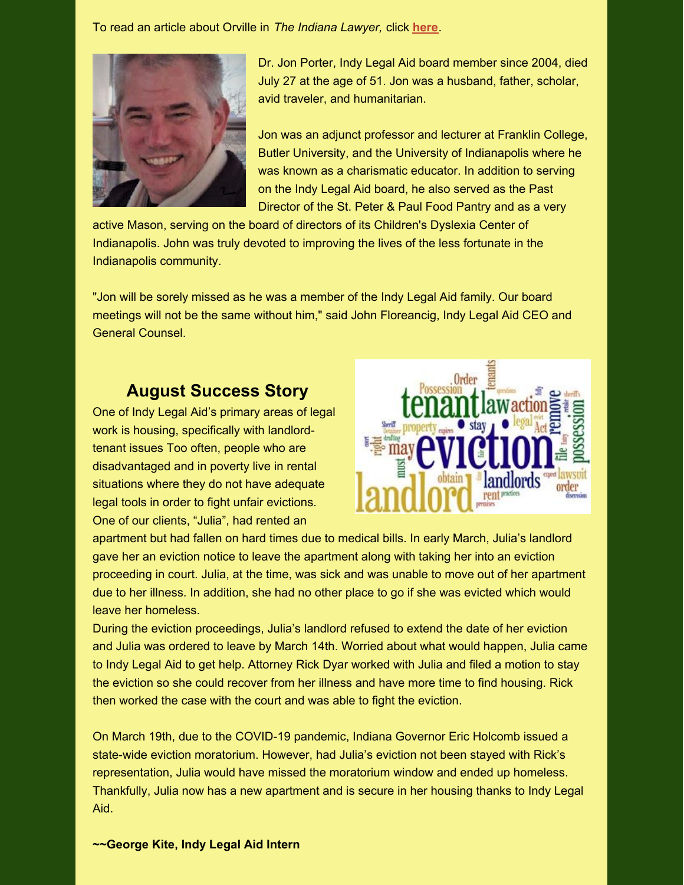To read an article about Orville in *The Indiana Lawyer,* click **here**.

Dr. Jon Porter, Indy Legal Aid board member since 2004, died July 27 at the age of 51. Jon was a husband, father, scholar, avid traveler, and humanitarian.

Jon was an adjunct professor and lecturer at Franklin College, Butler University, and the University of Indianapolis where he was known as a charismatic educator. In addition to serving on the Indy Legal Aid board, he also served as the Past Director of the St. Peter & Paul Food Pantry and as a very active Mason, serving on the board of directors of its Children's Dyslexia Center of Indianapolis. John was truly devoted to improving the lives of the less fortunate in the Indianapolis community.

"Jon will be sorely missed as he was a member of the Indy Legal Aid family. Our board meetings will not be the same without him," said John Floreancig, Indy Legal Aid CEO and General Counsel.

## August Success Story

One of Indy Legal Aid's primary areas of legal work is housing, specifically with landlord-tenant issues Too often, people who are disadvantaged and in poverty live in rental situations where they do not have adequate legal tools in order to fight unfair evictions. One of our clients, "Julia", had rented an apartment but had fallen on hard times due to medical bills. In early March, Julia's landlord gave her an eviction notice to leave the apartment along with taking her into an eviction proceeding in court. Julia, at the time, was sick and was unable to move out of her apartment due to her illness. In addition, she had no other place to go if she was evicted which would leave her homeless.

During the eviction proceedings, Julia's landlord refused to extend the date of her eviction and Julia was ordered to leave by March 14th. Worried about what would happen, Julia came to Indy Legal Aid to get help. Attorney Rick Dyar worked with Julia and filed a motion to stay the eviction so she could recover from her illness and have more time to find housing. Rick then worked the case with the court and was able to fight the eviction.

On March 19th, due to the COVID-19 pandemic, Indiana Governor Eric Holcomb issued a state-wide eviction moratorium. However, had Julia's eviction not been stayed with Rick's representation, Julia would have missed the moratorium window and ended up homeless. Thankfully, Julia now has a new apartment and is secure in her housing thanks to Indy Legal Aid.

**~~George Kite, Indy Legal Aid Intern**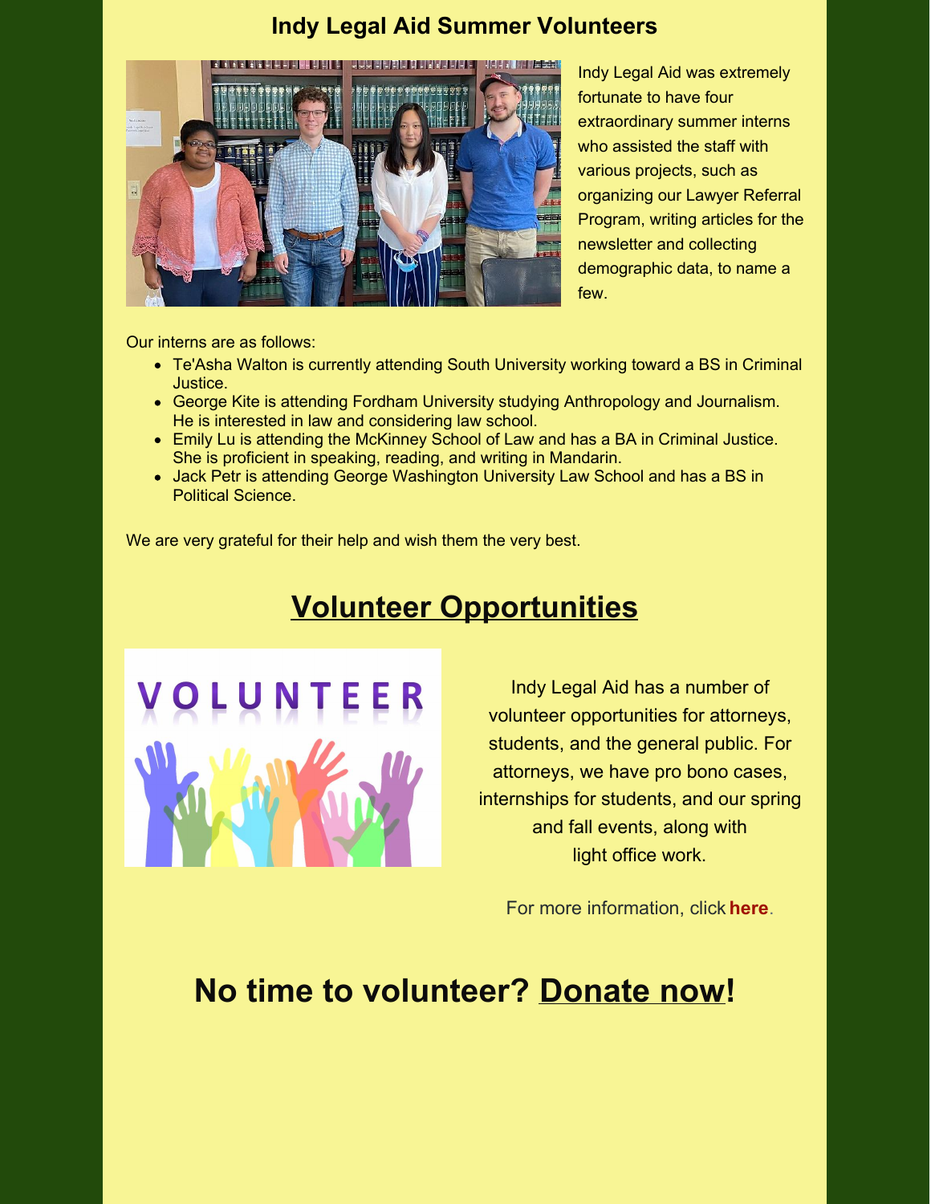## Indy Legal Aid Summer Volunteers

Indy Legal Aid was extremely fortunate to have four extraordinary summer interns who assisted the staff with various projects, such as organizing our Lawyer Referral Program, writing articles for the newsletter and collecting demographic data, to name a few.

Our interns are as follows:

- Te'Asha Walton is currently attending South University working toward a BS in Criminal Justice.
- George Kite is attending Fordham University studying Anthropology and Journalism. He is interested in law and considering law school.
- Emily Lu is attending the McKinney School of Law and has a BA in Criminal Justice. She is proficient in speaking, reading, and writing in Mandarin.
- Jack Petr is attending George Washington University Law School and has a BS in Political Science.

We are very grateful for their help and wish them the very best.

## Volunteer Opportunities

Indy Legal Aid has a number of volunteer opportunities for attorneys, students, and the general public. For attorneys, we have pro bono cases, internships for students, and our spring and fall events, along with light office work.

For more information, click **here**.

# No time to volunteer? Donate now!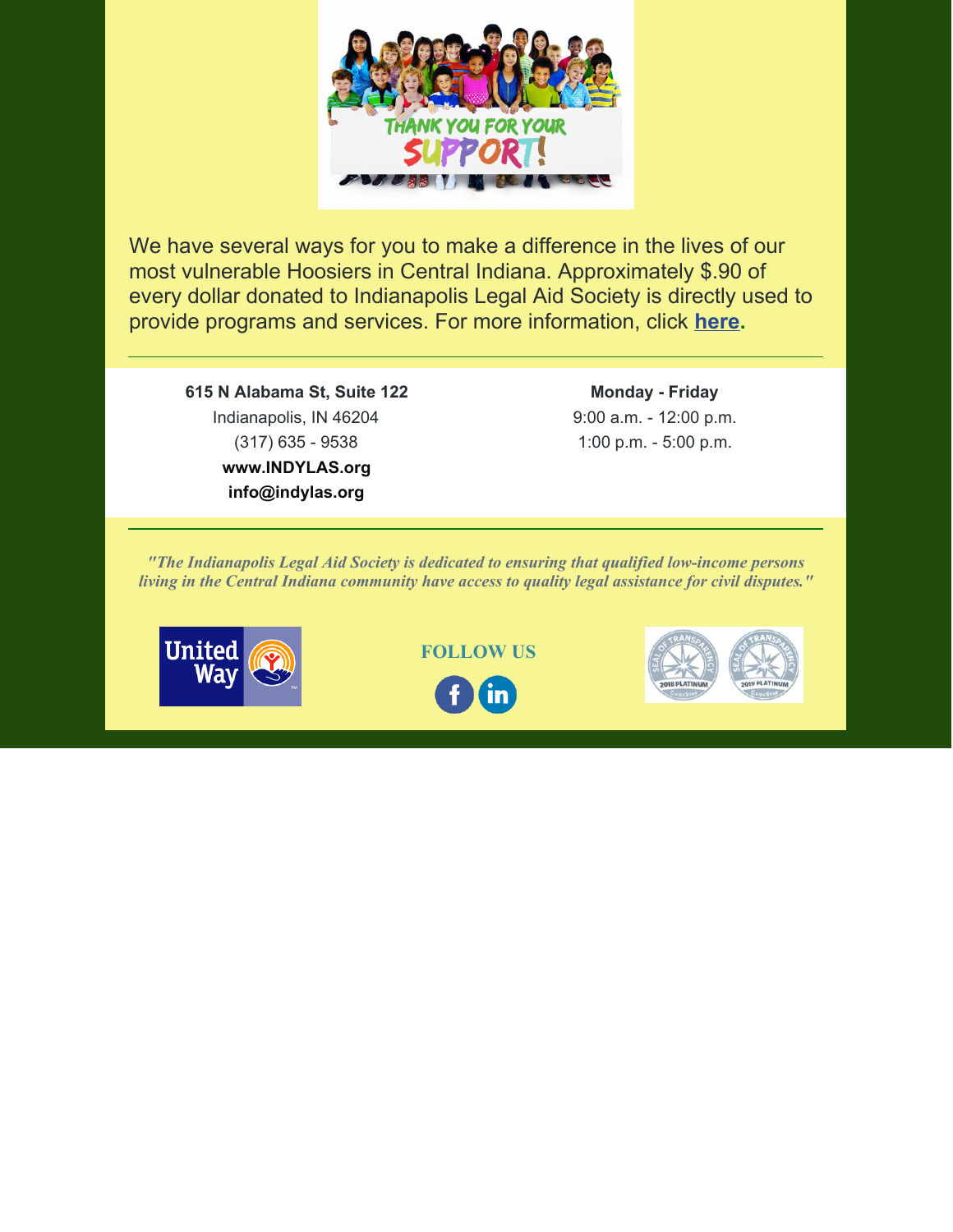We have several ways for you to make a difference in the lives of our most vulnerable Hoosiers in Central Indiana. Approximately $.90 of every dollar donated to Indianapolis Legal Aid Society is directly used to provide programs and services. For more information, click **here**.

---

**615 N Alabama St, Suite 122**
Indianapolis, IN 46204
(317) 635 - 9538
**www.INDYLAS.org**
**info@indylas.org**

**Monday - Friday**
9:00 a.m. - 12:00 p.m.
1:00 p.m. - 5:00 p.m.

---

***"The Indianapolis Legal Aid Society is dedicated to ensuring that qualified low-income persons living in the Central Indiana community have access to quality legal assistance for civil disputes."***

**FOLLOW US**